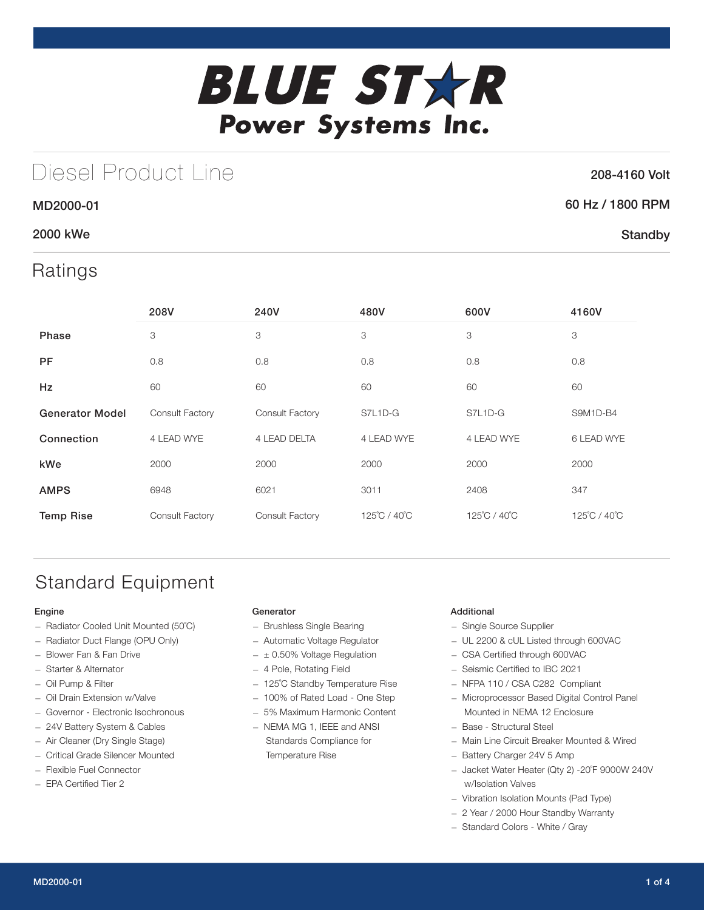# BLUE STAR Power Systems Inc.

## Diesel Product Line

208-4160 Volt

**MD2000-01**

60 Hz / 1800 RPM

**2000 kWe**

Standby

## Ratings

| | 208V | 240V | 480V | 600V | 4160V |
|---|---|---|---|---|---|
| **Phase** | 3 | 3 | 3 | 3 | 3 |
| **PF** | 0.8 | 0.8 | 0.8 | 0.8 | 0.8 |
| **Hz** | 60 | 60 | 60 | 60 | 60 |
| **Generator Model** | Consult Factory | Consult Factory | S7L1D-G | S7L1D-G | S9M1D-B4 |
| **Connection** | 4 LEAD WYE | 4 LEAD DELTA | 4 LEAD WYE | 4 LEAD WYE | 6 LEAD WYE |
| **kWe** | 2000 | 2000 | 2000 | 2000 | 2000 |
| **AMPS** | 6948 | 6021 | 3011 | 2408 | 347 |
| **Temp Rise** | Consult Factory | Consult Factory | 125˚C / 40˚C | 125˚C / 40˚C | 125˚C / 40˚C |

## Standard Equipment

### Engine

- Radiator Cooled Unit Mounted (50˚C)
- Radiator Duct Flange (OPU Only)
- Blower Fan & Fan Drive
- Starter & Alternator
- Oil Pump & Filter
- Oil Drain Extension w/Valve
- Governor - Electronic Isochronous
- 24V Battery System & Cables
- Air Cleaner (Dry Single Stage)
- Critical Grade Silencer Mounted
- Flexible Fuel Connector
- EPA Certified Tier 2

### Generator

- Brushless Single Bearing
- Automatic Voltage Regulator
- ± 0.50% Voltage Regulation
- 4 Pole, Rotating Field
- 125˚C Standby Temperature Rise
- 100% of Rated Load - One Step
- 5% Maximum Harmonic Content
- NEMA MG 1, IEEE and ANSI Standards Compliance for Temperature Rise

### Additional

- Single Source Supplier
- UL 2200 & cUL Listed through 600VAC
- CSA Certified through 600VAC
- Seismic Certified to IBC 2021
- NFPA 110 / CSA C282 Compliant
- Microprocessor Based Digital Control Panel Mounted in NEMA 12 Enclosure
- Base - Structural Steel
- Main Line Circuit Breaker Mounted & Wired
- Battery Charger 24V 5 Amp
- Jacket Water Heater (Qty 2) -20˚F 9000W 240V w/Isolation Valves
- Vibration Isolation Mounts (Pad Type)
- 2 Year / 2000 Hour Standby Warranty
- Standard Colors - White / Gray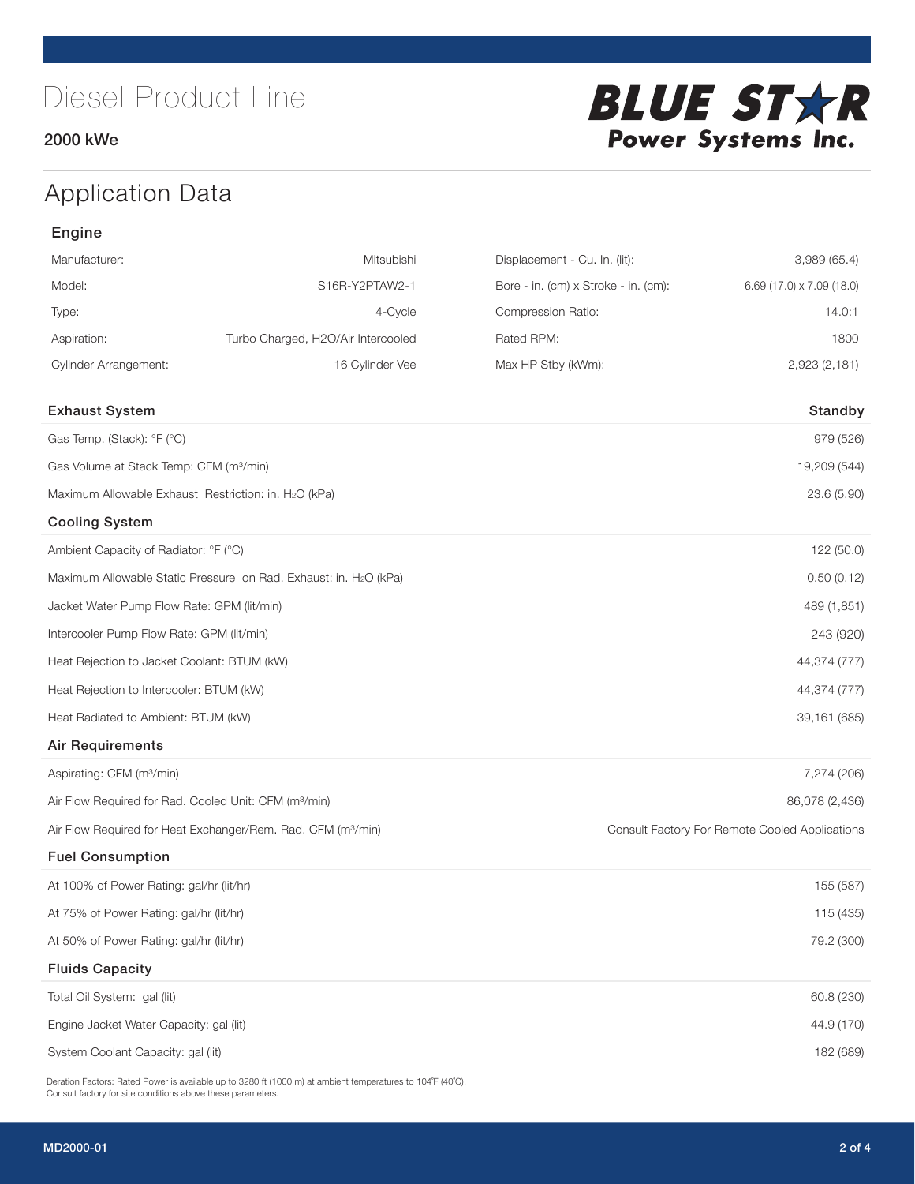# Diesel Product Line

2000 kWe

BLUE STAR Power Systems Inc.

## Application Data

### Engine

| | | | |
|---|---|---|---|
| Manufacturer: | Mitsubishi | Displacement - Cu. In. (lit): | 3,989 (65.4) |
| Model: | S16R-Y2PTAW2-1 | Bore - in. (cm) x Stroke - in. (cm): | 6.69 (17.0) x 7.09 (18.0) |
| Type: | 4-Cycle | Compression Ratio: | 14.0:1 |
| Aspiration: | Turbo Charged, H2O/Air Intercooled | Rated RPM: | 1800 |
| Cylinder Arrangement: | 16 Cylinder Vee | Max HP Stby (kWm): | 2,923 (2,181) |

| Exhaust System | Standby |
|---|---|
| Gas Temp. (Stack): °F (°C) | 979 (526) |
| Gas Volume at Stack Temp: CFM (m³/min) | 19,209 (544) |
| Maximum Allowable Exhaust Restriction: in. $H_2O$ (kPa) | 23.6 (5.90) |
| **Cooling System** | |
| Ambient Capacity of Radiator: °F (°C) | 122 (50.0) |
| Maximum Allowable Static Pressure on Rad. Exhaust: in. $H_2O$ (kPa) | 0.50 (0.12) |
| Jacket Water Pump Flow Rate: GPM (lit/min) | 489 (1,851) |
| Intercooler Pump Flow Rate: GPM (lit/min) | 243 (920) |
| Heat Rejection to Jacket Coolant: BTUM (kW) | 44,374 (777) |
| Heat Rejection to Intercooler: BTUM (kW) | 44,374 (777) |
| Heat Radiated to Ambient: BTUM (kW) | 39,161 (685) |
| **Air Requirements** | |
| Aspirating: CFM (m³/min) | 7,274 (206) |
| Air Flow Required for Rad. Cooled Unit: CFM (m³/min) | 86,078 (2,436) |
| Air Flow Required for Heat Exchanger/Rem. Rad. CFM (m³/min) | Consult Factory For Remote Cooled Applications |
| **Fuel Consumption** | |
| At 100% of Power Rating: gal/hr (lit/hr) | 155 (587) |
| At 75% of Power Rating: gal/hr (lit/hr) | 115 (435) |
| At 50% of Power Rating: gal/hr (lit/hr) | 79.2 (300) |
| **Fluids Capacity** | |
| Total Oil System: gal (lit) | 60.8 (230) |
| Engine Jacket Water Capacity: gal (lit) | 44.9 (170) |
| System Coolant Capacity: gal (lit) | 182 (689) |

Deration Factors: Rated Power is available up to 3280 ft (1000 m) at ambient temperatures to 104°F (40°C).
Consult factory for site conditions above these parameters.

MD2000-01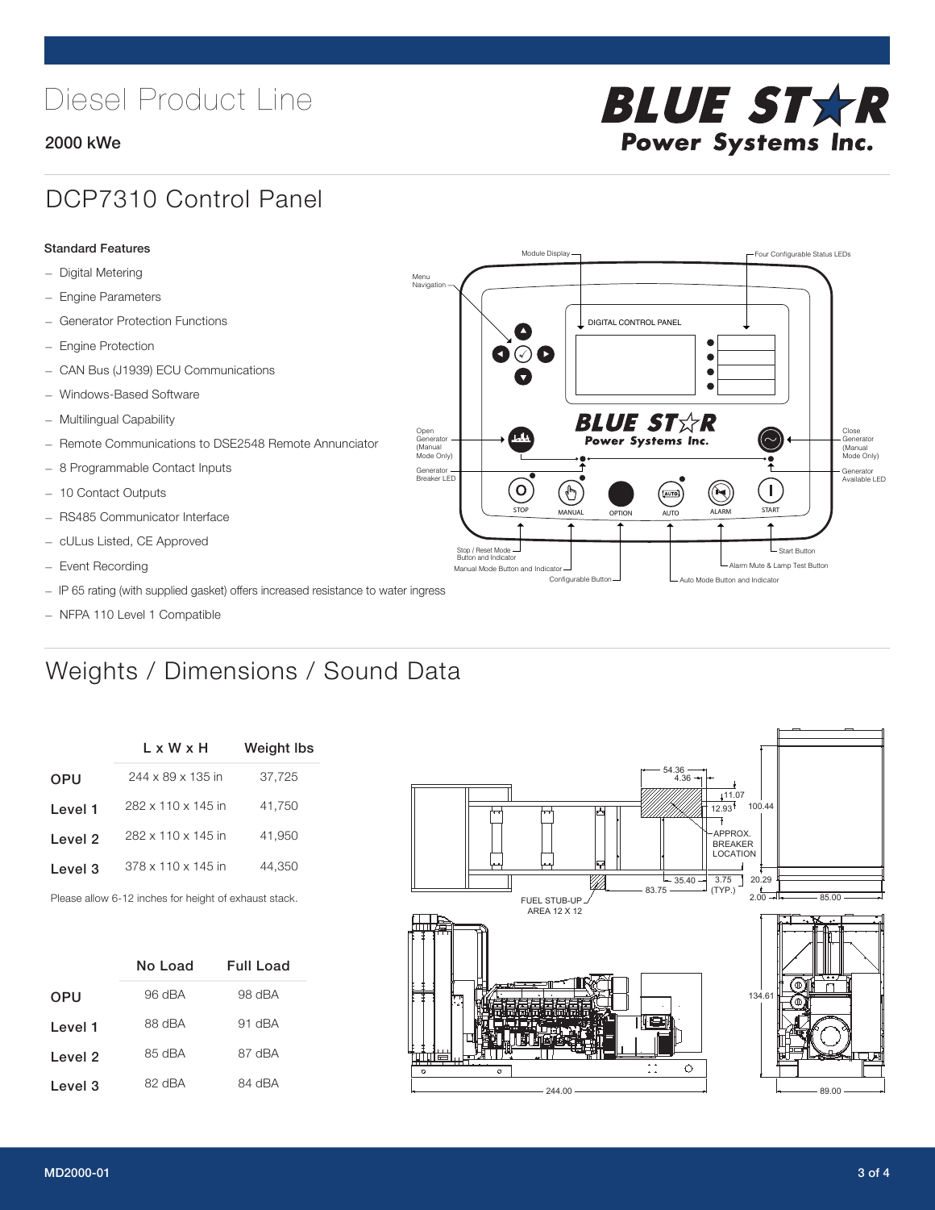# Diesel Product Line

**2000 kWe**

## DCP7310 Control Panel

**Standard Features**

- Digital Metering
- Engine Parameters
- Generator Protection Functions
- Engine Protection
- CAN Bus (J1939) ECU Communications
- Windows-Based Software
- Multilingual Capability
- Remote Communications to DSE2548 Remote Annunciator
- 8 Programmable Contact Inputs
- 10 Contact Outputs
- RS485 Communicator Interface
- cULus Listed, CE Approved
- Event Recording
- IP 65 rating (with supplied gasket) offers increased resistance to water ingress
- NFPA 110 Level 1 Compatible

## Weights / Dimensions / Sound Data

| | L x W x H | Weight lbs |
|---|---|---|
| OPU | 244 x 89 x 135 in | 37,725 |
| Level 1 | 282 x 110 x 145 in | 41,750 |
| Level 2 | 282 x 110 x 145 in | 41,950 |
| Level 3 | 378 x 110 x 145 in | 44,350 |

Please allow 6-12 inches for height of exhaust stack.

| | No Load | Full Load |
|---|---|---|
| OPU | 96 dBA | 98 dBA |
| Level 1 | 88 dBA | 91 dBA |
| Level 2 | 85 dBA | 87 dBA |
| Level 3 | 82 dBA | 84 dBA |

MD2000-01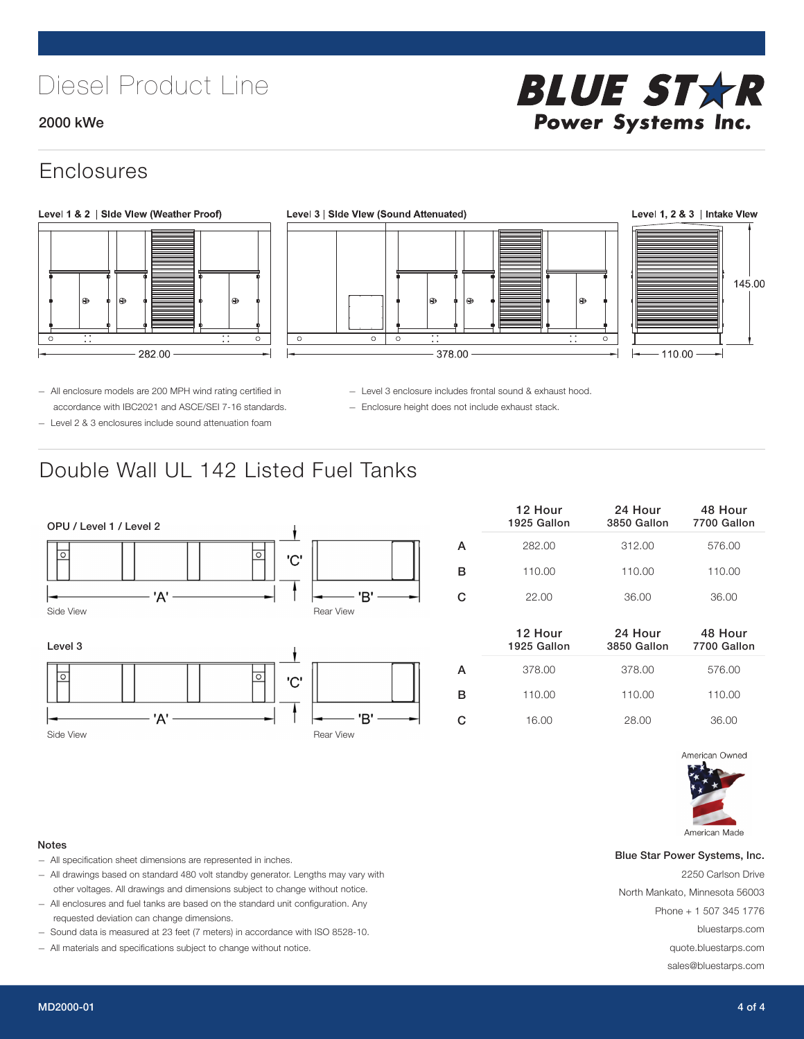# Diesel Product Line

2000 kWe

## Enclosures

Level 1 & 2 | Side View (Weather Proof)

282.00

Level 3 | Side View (Sound Attenuated)

378.00

Level 1, 2 & 3 | Intake View

145.00

110.00

- All enclosure models are 200 MPH wind rating certified in accordance with IBC2021 and ASCE/SEI 7-16 standards.
- Level 2 & 3 enclosures include sound attenuation foam
- Level 3 enclosure includes frontal sound & exhaust hood.
- Enclosure height does not include exhaust stack.

## Double Wall UL 142 Listed Fuel Tanks

OPU / Level 1 / Level 2

'A' 'B' 'C'

Side View Rear View

| | 12 Hour 1925 Gallon | 24 Hour 3850 Gallon | 48 Hour 7700 Gallon |
|---|---|---|---|
| A | 282.00 | 312.00 | 576.00 |
| B | 110.00 | 110.00 | 110.00 |
| C | 22.00 | 36.00 | 36.00 |

Level 3

'A' 'B' 'C'

Side View Rear View

| | 12 Hour 1925 Gallon | 24 Hour 3850 Gallon | 48 Hour 7700 Gallon |
|---|---|---|---|
| A | 378.00 | 378.00 | 576.00 |
| B | 110.00 | 110.00 | 110.00 |
| C | 16.00 | 28.00 | 36.00 |

American Owned

American Made

### Notes

- All specification sheet dimensions are represented in inches.
- All drawings based on standard 480 volt standby generator. Lengths may vary with other voltages. All drawings and dimensions subject to change without notice.
- All enclosures and fuel tanks are based on the standard unit configuration. Any requested deviation can change dimensions.
- Sound data is measured at 23 feet (7 meters) in accordance with ISO 8528-10.
- All materials and specifications subject to change without notice.

**Blue Star Power Systems, Inc.**

2250 Carlson Drive

North Mankato, Minnesota 56003

Phone + 1 507 345 1776

bluestarps.com

quote.bluestarps.com

sales@bluestarps.com

MD2000-01